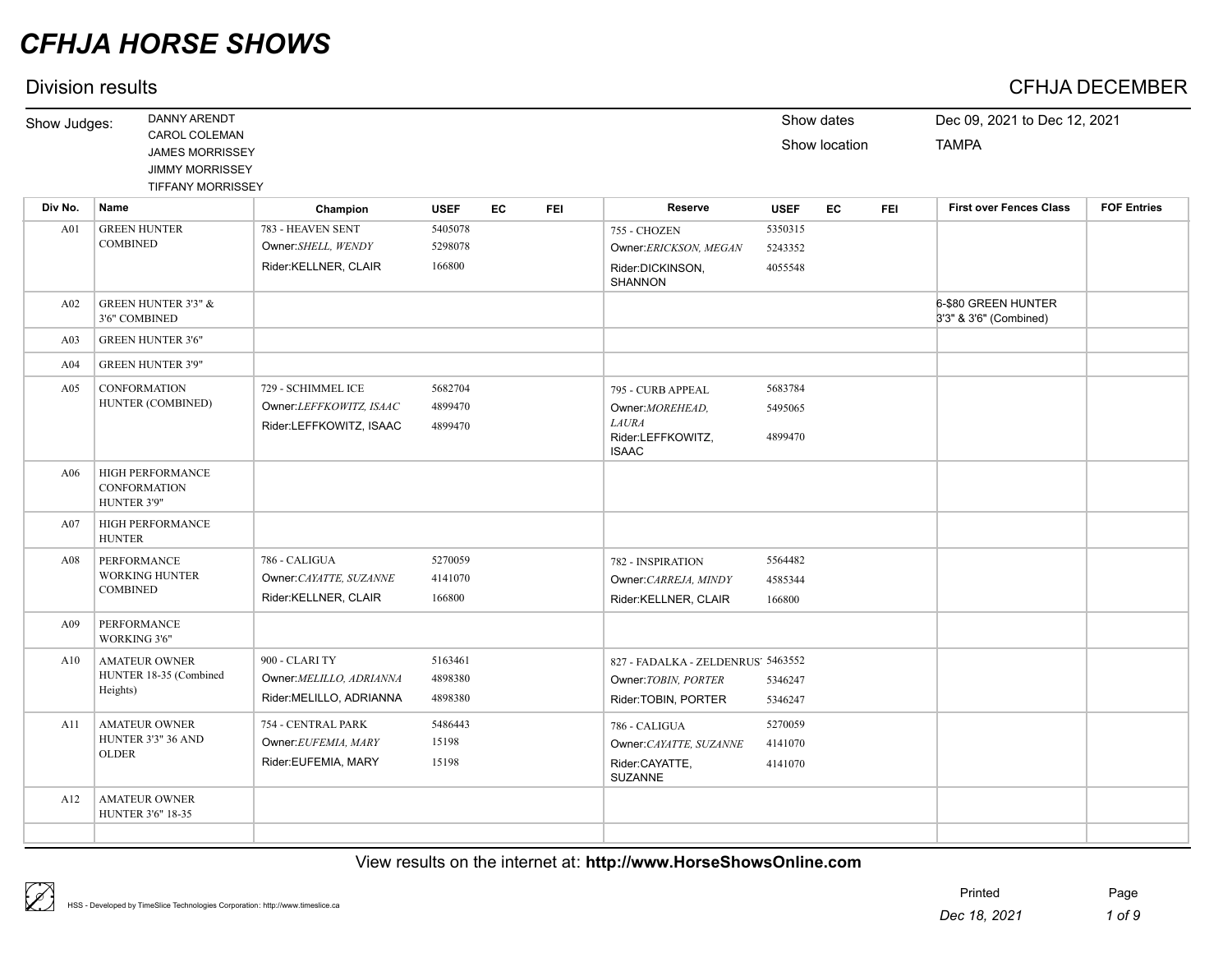# CFHJA HORSE SHOWS

## Division results

## CFHJA DECEMBER

Show Judges: DANNY ARENDT, CAROL COLEMAN, JAMES MORRISSEY, JIMMY MORRISSEY, TIFFANY MORRISSEY

Show dates: Dec 09, 2021 to Dec 12, 2021

Show location: TAMPA

| Div No. | Name | Champion | USEF | EC | FEI | Reserve | USEF | EC | FEI | First over Fences Class | FOF Entries |
|---|---|---|---|---|---|---|---|---|---|---|---|
| A01 | GREEN HUNTER COMBINED | 783 - HEAVEN SENT<br>Owner:*SHELL, WENDY*<br>Rider:KELLNER, CLAIR | 5405078<br>5298078<br>166800 | | | 755 - CHOZEN<br>Owner:*ERICKSON, MEGAN*<br>Rider:DICKINSON, SHANNON | 5350315<br>5243352<br>4055548 | | | | |
| A02 | GREEN HUNTER 3'3" & 3'6" COMBINED | | | | | | | | | 6-$80 GREEN HUNTER 3'3" & 3'6" (Combined) | |
| A03 | GREEN HUNTER 3'6" | | | | | | | | | | |
| A04 | GREEN HUNTER 3'9" | | | | | | | | | | |
| A05 | CONFORMATION HUNTER (COMBINED) | 729 - SCHIMMEL ICE<br>Owner:*LEFFKOWITZ, ISAAC*<br>Rider:LEFFKOWITZ, ISAAC | 5682704<br>4899470<br>4899470 | | | 795 - CURB APPEAL<br>Owner:*MOREHEAD, LAURA*<br>Rider:LEFFKOWITZ, ISAAC | 5683784<br>5495065<br>4899470 | | | | |
| A06 | HIGH PERFORMANCE CONFORMATION HUNTER 3'9" | | | | | | | | | | |
| A07 | HIGH PERFORMANCE HUNTER | | | | | | | | | | |
| A08 | PERFORMANCE WORKING HUNTER COMBINED | 786 - CALIGUA<br>Owner:*CAYATTE, SUZANNE*<br>Rider:KELLNER, CLAIR | 5270059<br>4141070<br>166800 | | | 782 - INSPIRATION<br>Owner:*CARREJA, MINDY*<br>Rider:KELLNER, CLAIR | 5564482<br>4585344<br>166800 | | | | |
| A09 | PERFORMANCE WORKING 3'6" | | | | | | | | | | |
| A10 | AMATEUR OWNER HUNTER 18-35 (Combined Heights) | 900 - CLARI TY<br>Owner:*MELILLO, ADRIANNA*<br>Rider:MELILLO, ADRIANNA | 5163461<br>4898380<br>4898380 | | | 827 - FADALKA - ZELDENRUS'<br>Owner:*TOBIN, PORTER*<br>Rider:TOBIN, PORTER | 5463552<br>5346247<br>5346247 | | | | |
| A11 | AMATEUR OWNER HUNTER 3'3" 36 AND OLDER | 754 - CENTRAL PARK<br>Owner:*EUFEMIA, MARY*<br>Rider:EUFEMIA, MARY | 5486443<br>15198<br>15198 | | | 786 - CALIGUA<br>Owner:*CAYATTE, SUZANNE*<br>Rider:CAYATTE, SUZANNE | 5270059<br>4141070<br>4141070 | | | | |
| A12 | AMATEUR OWNER HUNTER 3'6" 18-35 | | | | | | | | | | |

View results on the internet at: **http://www.HorseShowsOnline.com**

HSS - Developed by TimeSlice Technologies Corporation: http://www.timeslice.ca

Printed Dec 18, 2021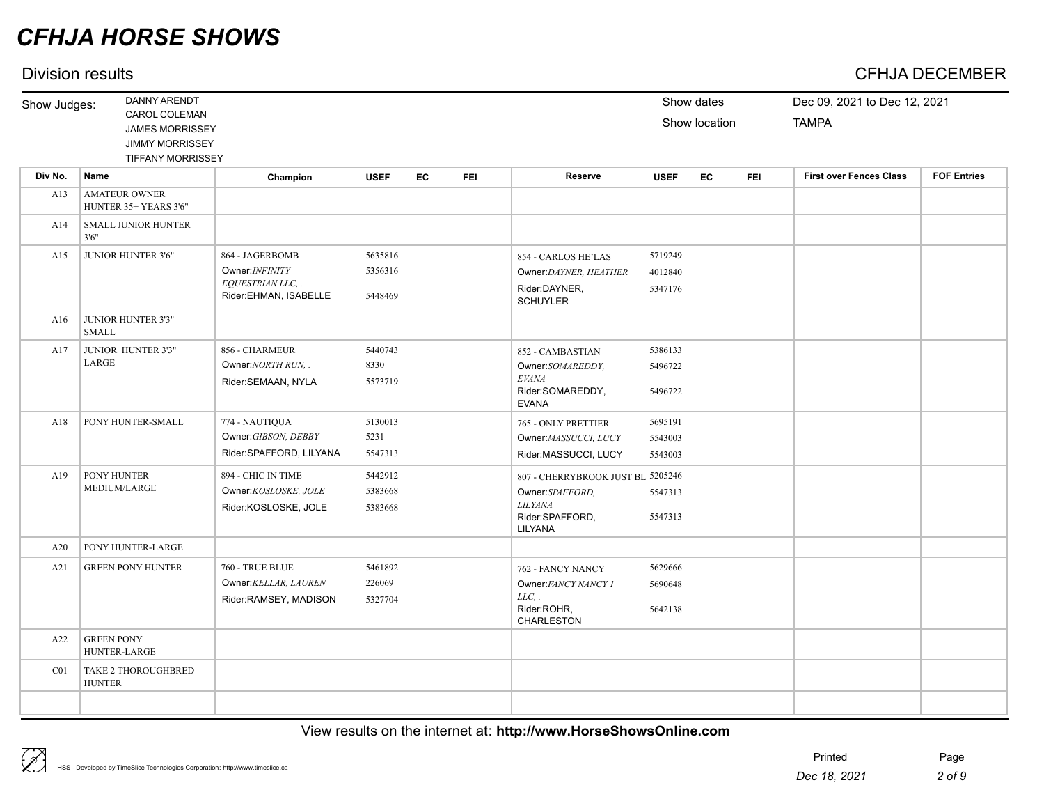# CFHJA HORSE SHOWS

## Division results

## CFHJA DECEMBER

Show Judges: DANNY ARENDT, CAROL COLEMAN, JAMES MORRISSEY, JIMMY MORRISSEY, TIFFANY MORRISSEY

Show dates: Dec 09, 2021 to Dec 12, 2021

Show location: TAMPA

| Div No. | Name | Champion | USEF | EC | FEI | Reserve | USEF | EC | FEI | First over Fences Class | FOF Entries |
|---|---|---|---|---|---|---|---|---|---|---|---|
| A13 | AMATEUR OWNER HUNTER 35+ YEARS 3'6" | | | | | | | | | | |
| A14 | SMALL JUNIOR HUNTER 3'6" | | | | | | | | | | |
| A15 | JUNIOR HUNTER 3'6" | 864 - JAGERBOMB<br>Owner:*INFINITY EQUESTRIAN LLC, .*<br>Rider:EHMAN, ISABELLE | 5635816<br>5356316<br>5448469 | | | 854 - CARLOS HE'LAS<br>Owner:*DAYNER, HEATHER*<br>Rider:DAYNER, SCHUYLER | 5719249<br>4012840<br>5347176 | | | | |
| A16 | JUNIOR HUNTER 3'3" SMALL | | | | | | | | | | |
| A17 | JUNIOR HUNTER 3'3" LARGE | 856 - CHARMEUR<br>Owner:*NORTH RUN, .*<br>Rider:SEMAAN, NYLA | 5440743<br>8330<br>5573719 | | | 852 - CAMBASTIAN<br>Owner:*SOMAREDDY, EVANA*<br>Rider:SOMAREDDY, EVANA | 5386133<br>5496722<br>5496722 | | | | |
| A18 | PONY HUNTER-SMALL | 774 - NAUTIQUA<br>Owner:*GIBSON, DEBBY*<br>Rider:SPAFFORD, LILYANA | 5130013<br>5231<br>5547313 | | | 765 - ONLY PRETTIER<br>Owner:*MASSUCCI, LUCY*<br>Rider:MASSUCCI, LUCY | 5695191<br>5543003<br>5543003 | | | | |
| A19 | PONY HUNTER MEDIUM/LARGE | 894 - CHIC IN TIME<br>Owner:*KOSLOSKE, JOLE*<br>Rider:KOSLOSKE, JOLE | 5442912<br>5383668<br>5383668 | | | 807 - CHERRYBROOK JUST BL<br>Owner:*SPAFFORD, LILYANA*<br>Rider:SPAFFORD, LILYANA | 5205246<br>5547313<br>5547313 | | | | |
| A20 | PONY HUNTER-LARGE | | | | | | | | | | |
| A21 | GREEN PONY HUNTER | 760 - TRUE BLUE<br>Owner:*KELLAR, LAUREN*<br>Rider:RAMSEY, MADISON | 5461892<br>226069<br>5327704 | | | 762 - FANCY NANCY<br>Owner:*FANCY NANCY 1 LLC, .*<br>Rider:ROHR, CHARLESTON | 5629666<br>5690648<br>5642138 | | | | |
| A22 | GREEN PONY HUNTER-LARGE | | | | | | | | | | |
| C01 | TAKE 2 THOROUGHBRED HUNTER | | | | | | | | | | |

View results on the internet at: **http://www.HorseShowsOnline.com**

HSS - Developed by TimeSlice Technologies Corporation: http://www.timeslice.ca

Printed *Dec 18, 2021*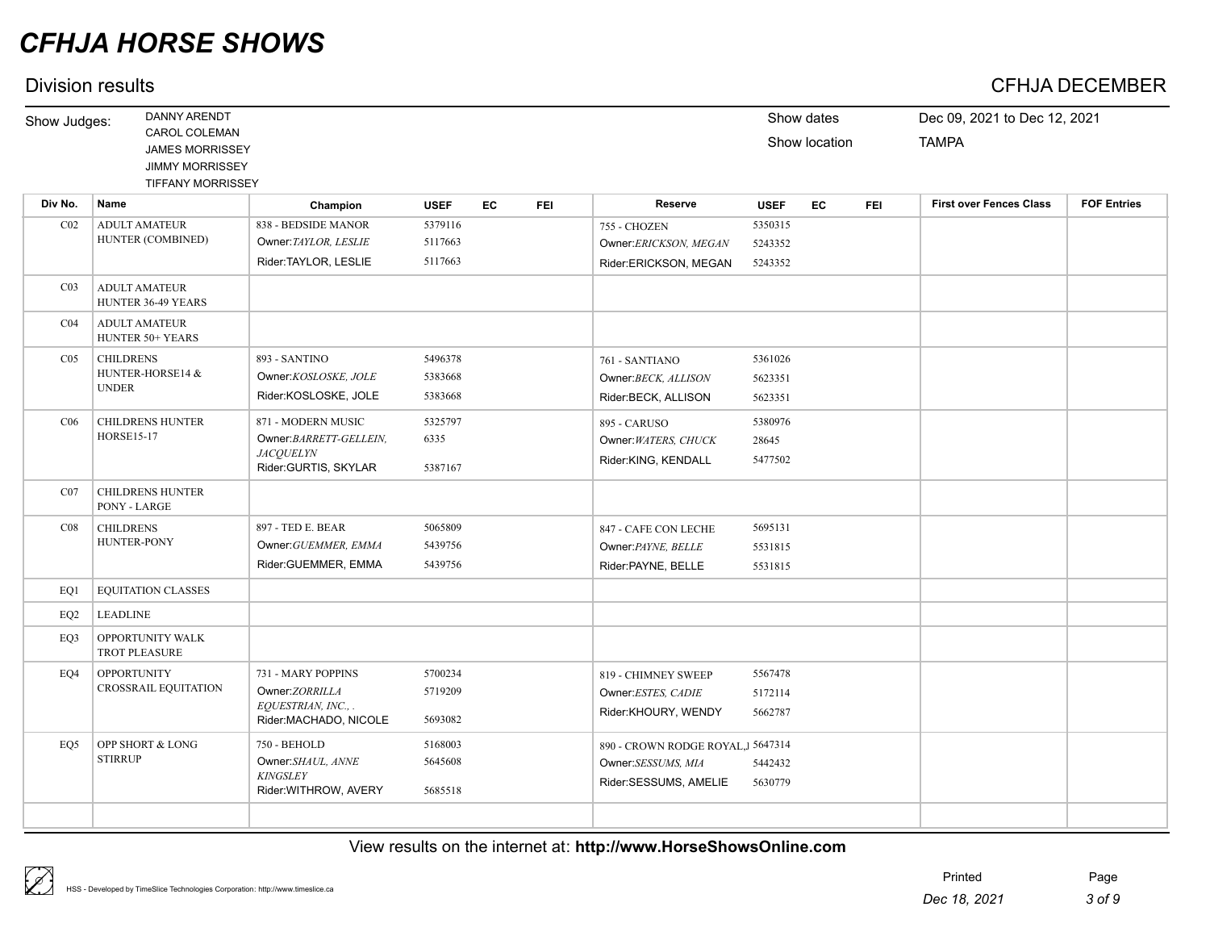# CFHJA HORSE SHOWS

## Division results

CFHJA DECEMBER

Show Judges: DANNY ARENDT, CAROL COLEMAN, JAMES MORRISSEY, JIMMY MORRISSEY, TIFFANY MORRISSEY

Show dates: Dec 09, 2021 to Dec 12, 2021

Show location: TAMPA

| Div No. | Name | Champion | USEF | EC | FEI | Reserve | USEF | EC | FEI | First over Fences Class | FOF Entries |
|---|---|---|---|---|---|---|---|---|---|---|---|
| C02 | ADULT AMATEUR HUNTER (COMBINED) | 838 - BEDSIDE MANOR<br>Owner:*TAYLOR, LESLIE*<br>Rider:TAYLOR, LESLIE | 5379116<br>5117663<br>5117663 | | | 755 - CHOZEN<br>Owner:*ERICKSON, MEGAN*<br>Rider:ERICKSON, MEGAN | 5350315<br>5243352<br>5243352 | | | | |
| C03 | ADULT AMATEUR HUNTER 36-49 YEARS | | | | | | | | | | |
| C04 | ADULT AMATEUR HUNTER 50+ YEARS | | | | | | | | | | |
| C05 | CHILDRENS HUNTER-HORSE14 & UNDER | 893 - SANTINO<br>Owner:*KOSLOSKE, JOLE*<br>Rider:KOSLOSKE, JOLE | 5496378<br>5383668<br>5383668 | | | 761 - SANTIANO<br>Owner:*BECK, ALLISON*<br>Rider:BECK, ALLISON | 5361026<br>5623351<br>5623351 | | | | |
| C06 | CHILDRENS HUNTER HORSE15-17 | 871 - MODERN MUSIC<br>Owner:*BARRETT-GELLEIN, JACQUELYN*<br>Rider:GURTIS, SKYLAR | 5325797<br>6335<br>5387167 | | | 895 - CARUSO<br>Owner:*WATERS, CHUCK*<br>Rider:KING, KENDALL | 5380976<br>28645<br>5477502 | | | | |
| C07 | CHILDRENS HUNTER PONY - LARGE | | | | | | | | | | |
| C08 | CHILDRENS HUNTER-PONY | 897 - TED E. BEAR<br>Owner:*GUEMMER, EMMA*<br>Rider:GUEMMER, EMMA | 5065809<br>5439756<br>5439756 | | | 847 - CAFE CON LECHE<br>Owner:*PAYNE, BELLE*<br>Rider:PAYNE, BELLE | 5695131<br>5531815<br>5531815 | | | | |
| EQ1 | EQUITATION CLASSES | | | | | | | | | | |
| EQ2 | LEADLINE | | | | | | | | | | |
| EQ3 | OPPORTUNITY WALK TROT PLEASURE | | | | | | | | | | |
| EQ4 | OPPORTUNITY CROSSRAIL EQUITATION | 731 - MARY POPPINS<br>Owner:*ZORRILLA EQUESTRIAN, INC., .*<br>Rider:MACHADO, NICOLE | 5700234<br>5719209<br>5693082 | | | 819 - CHIMNEY SWEEP<br>Owner:*ESTES, CADIE*<br>Rider:KHOURY, WENDY | 5567478<br>5172114<br>5662787 | | | | |
| EQ5 | OPP SHORT & LONG STIRRUP | 750 - BEHOLD<br>Owner:*SHAUL, ANNE KINGSLEY*<br>Rider:WITHROW, AVERY | 5168003<br>5645608<br>5685518 | | | 890 - CROWN RODGE ROYAL,I<br>Owner:*SESSUMS, MIA*<br>Rider:SESSUMS, AMELIE | 5647314<br>5442432<br>5630779 | | | | |

View results on the internet at: **http://www.HorseShowsOnline.com**

HSS - Developed by TimeSlice Technologies Corporation: http://www.timeslice.ca

Printed Dec 18, 2021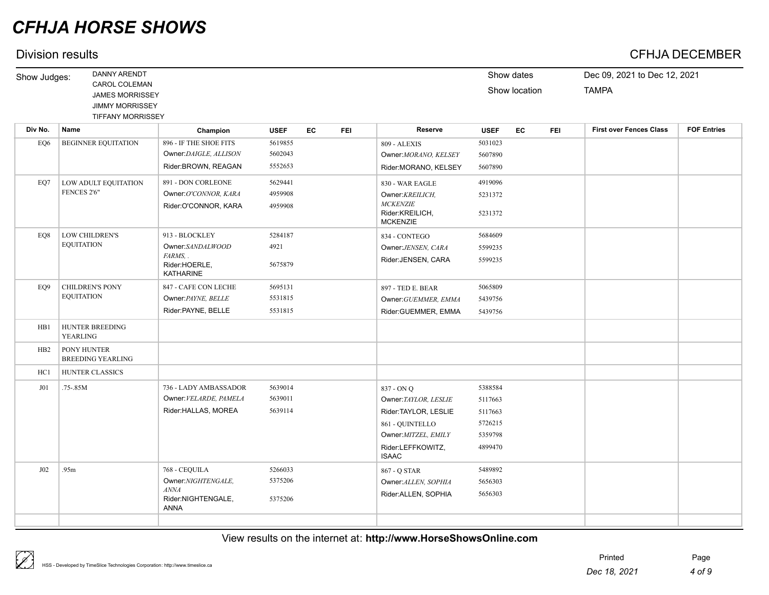# CFHJA HORSE SHOWS

## Division results

**CFHJA DECEMBER**

Show Judges: DANNY ARENDT, CAROL COLEMAN, JAMES MORRISSEY, JIMMY MORRISSEY, TIFFANY MORRISSEY

Show dates: Dec 09, 2021 to Dec 12, 2021

Show location: TAMPA

| Div No. | Name | Champion | USEF | EC | FEI | Reserve | USEF | EC | FEI | First over Fences Class | FOF Entries |
|---|---|---|---|---|---|---|---|---|---|---|---|
| EQ6 | BEGINNER EQUITATION | 896 - IF THE SHOE FITS<br>Owner:*DAIGLE, ALLISON*<br>Rider:BROWN, REAGAN | 5619855<br>5602043<br>5552653 | | | 809 - ALEXIS<br>Owner:*MORANO, KELSEY*<br>Rider:MORANO, KELSEY | 5031023<br>5607890<br>5607890 | | | | |
| EQ7 | LOW ADULT EQUITATION FENCES 2'6" | 891 - DON CORLEONE<br>Owner:*O'CONNOR, KARA*<br>Rider:O'CONNOR, KARA | 5629441<br>4959908<br>4959908 | | | 830 - WAR EAGLE<br>Owner:*KREILICH, MCKENZIE*<br>Rider:KREILICH, MCKENZIE | 4919096<br>5231372<br>5231372 | | | | |
| EQ8 | LOW CHILDREN'S EQUITATION | 913 - BLOCKLEY<br>Owner:*SANDALWOOD FARMS, .*<br>Rider:HOERLE, KATHARINE | 5284187<br>4921<br>5675879 | | | 834 - CONTEGO<br>Owner:*JENSEN, CARA*<br>Rider:JENSEN, CARA | 5684609<br>5599235<br>5599235 | | | | |
| EQ9 | CHILDREN'S PONY EQUITATION | 847 - CAFE CON LECHE<br>Owner:*PAYNE, BELLE*<br>Rider:PAYNE, BELLE | 5695131<br>5531815<br>5531815 | | | 897 - TED E. BEAR<br>Owner:*GUEMMER, EMMA*<br>Rider:GUEMMER, EMMA | 5065809<br>5439756<br>5439756 | | | | |
| HB1 | HUNTER BREEDING YEARLING | | | | | | | | | | |
| HB2 | PONY HUNTER BREEDING YEARLING | | | | | | | | | | |
| HC1 | HUNTER CLASSICS | | | | | | | | | | |
| J01 | .75-.85M | 736 - LADY AMBASSADOR<br>Owner:*VELARDE, PAMELA*<br>Rider:HALLAS, MOREA | 5639014<br>5639011<br>5639114 | | | 837 - ON Q<br>Owner:*TAYLOR, LESLIE*<br>Rider:TAYLOR, LESLIE<br>861 - QUINTELLO<br>Owner:*MITZEL, EMILY*<br>Rider:LEFFKOWITZ, ISAAC | 5388584<br>5117663<br>5117663<br>5726215<br>5359798<br>4899470 | | | | |
| J02 | .95m | 768 - CEQUILA<br>Owner:*NIGHTENGALE, ANNA*<br>Rider:NIGHTENGALE, ANNA | 5266033<br>5375206<br>5375206 | | | 867 - Q STAR<br>Owner:*ALLEN, SOPHIA*<br>Rider:ALLEN, SOPHIA | 5489892<br>5656303<br>5656303 | | | | |

View results on the internet at: **http://www.HorseShowsOnline.com**

HSS - Developed by TimeSlice Technologies Corporation: http://www.timeslice.ca

Printed Dec 18, 2021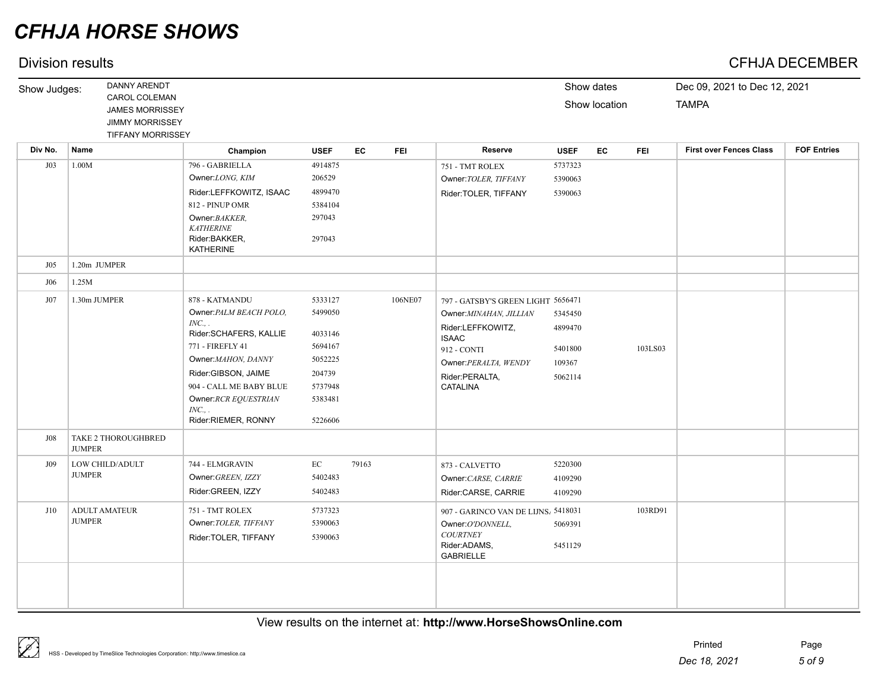# CFHJA HORSE SHOWS

## Division results

**CFHJA DECEMBER**

Show Judges: DANNY ARENDT, CAROL COLEMAN, JAMES MORRISSEY, JIMMY MORRISSEY, TIFFANY MORRISSEY

Show dates: Dec 09, 2021 to Dec 12, 2021

Show location: TAMPA

| Div No. | Name | Champion | USEF | EC | FEI | Reserve | USEF | EC | FEI | First over Fences Class | FOF Entries |
|---|---|---|---|---|---|---|---|---|---|---|---|
| J03 | 1.00M | 796 - GABRIELLA<br>Owner:*LONG, KIM*<br>Rider:LEFFKOWITZ, ISAAC<br>812 - PINUP OMR<br>Owner:*BAKKER, KATHERINE*<br>Rider:BAKKER, KATHERINE | 4914875<br>206529<br>4899470<br>5384104<br>297043<br>297043 | | | 751 - TMT ROLEX<br>Owner:*TOLER, TIFFANY*<br>Rider:TOLER, TIFFANY | 5737323<br>5390063<br>5390063 | | | | |
| J05 | 1.20m JUMPER | | | | | | | | | | |
| J06 | 1.25M | | | | | | | | | | |
| J07 | 1.30m JUMPER | 878 - KATMANDU<br>Owner:*PALM BEACH POLO, INC., .*<br>Rider:SCHAFERS, KALLIE<br>771 - FIREFLY 41<br>Owner:*MAHON, DANNY*<br>Rider:GIBSON, JAIME<br>904 - CALL ME BABY BLUE<br>Owner:*RCR EQUESTRIAN INC., .*<br>Rider:RIEMER, RONNY | 5333127<br>5499050<br>4033146<br>5694167<br>5052225<br>204739<br>5737948<br>5383481<br>5226606 | | 106NE07 | 797 - GATSBY'S GREEN LIGHT<br>Owner:*MINAHAN, JILLIAN*<br>Rider:LEFFKOWITZ, ISAAC<br>912 - CONTI<br>Owner:*PERALTA, WENDY*<br>Rider:PERALTA, CATALINA | 5656471<br>5345450<br>4899470<br>5401800<br>109367<br>5062114 | | 103LS03 | | |
| J08 | TAKE 2 THOROUGHBRED JUMPER | | | | | | | | | | |
| J09 | LOW CHILD/ADULT JUMPER | 744 - ELMGRAVIN<br>Owner:*GREEN, IZZY*<br>Rider:GREEN, IZZY | EC<br>5402483<br>5402483 | 79163 | | 873 - CALVETTO<br>Owner:*CARSE, CARRIE*<br>Rider:CARSE, CARRIE | 5220300<br>4109290<br>4109290 | | | | |
| J10 | ADULT AMATEUR JUMPER | 751 - TMT ROLEX<br>Owner:*TOLER, TIFFANY*<br>Rider:TOLER, TIFFANY | 5737323<br>5390063<br>5390063 | | | 907 - GARINCO VAN DE LIJNS,<br>Owner:*O'DONNELL, COURTNEY*<br>Rider:ADAMS, GABRIELLE | 5418031<br>5069391<br>5451129 | | 103RD91 | | |

View results on the internet at: **http://www.HorseShowsOnline.com**

HSS - Developed by TimeSlice Technologies Corporation: http://www.timeslice.ca

Printed Dec 18, 2021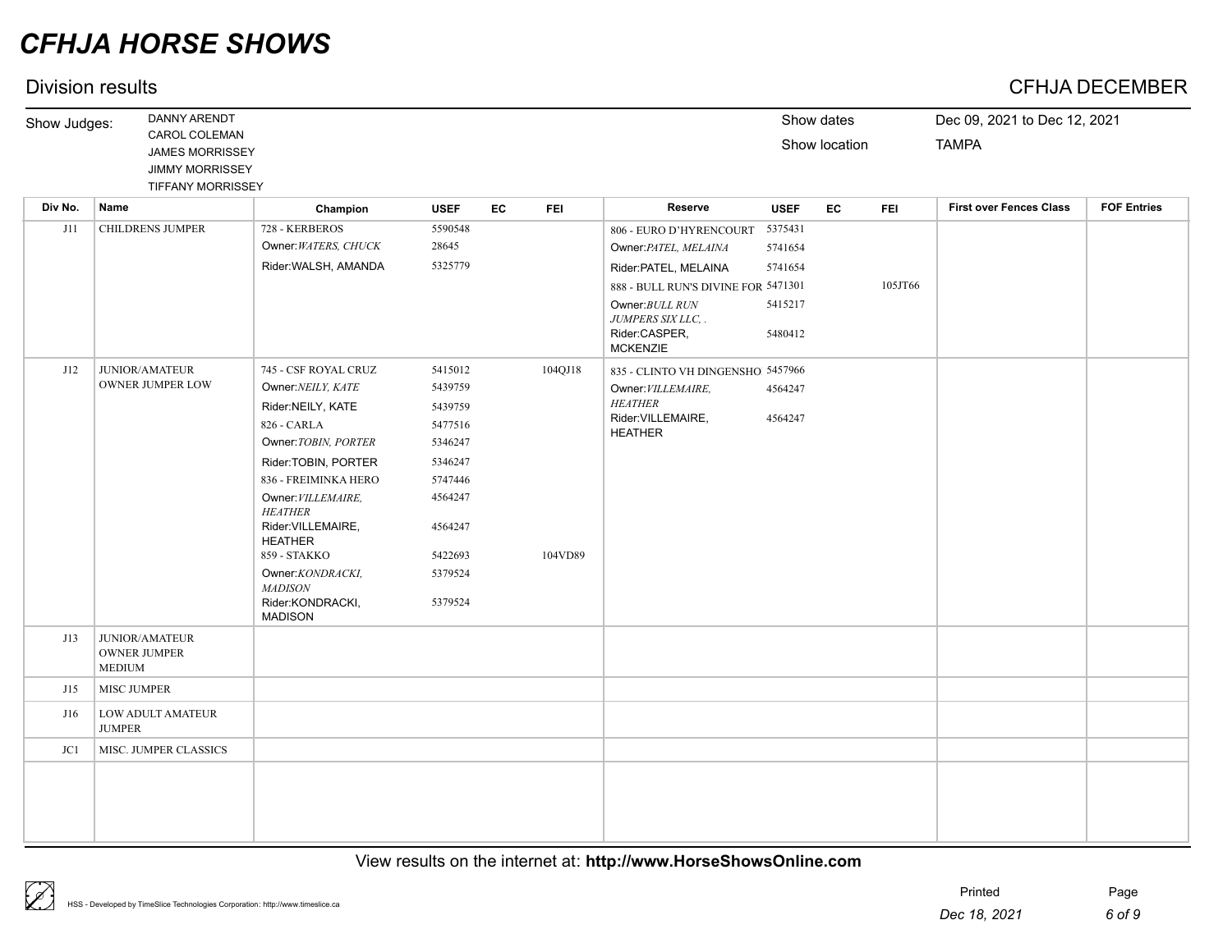# CFHJA HORSE SHOWS

## Division results

CFHJA DECEMBER

Show Judges: DANNY ARENDT, CAROL COLEMAN, JAMES MORRISSEY, JIMMY MORRISSEY, TIFFANY MORRISSEY

Show dates: Dec 09, 2021 to Dec 12, 2021

Show location: TAMPA

| Div No. | Name | Champion | USEF | EC | FEI | Reserve | USEF | EC | FEI | First over Fences Class | FOF Entries |
|---|---|---|---|---|---|---|---|---|---|---|---|
| J11 | CHILDRENS JUMPER | 728 - KERBEROS | 5590548 | | | 806 - EURO D'HYRENCOURT | 5375431 | | | | |
| | | Owner: *WATERS, CHUCK* | 28645 | | | Owner: *PATEL, MELAINA* | 5741654 | | | | |
| | | Rider: WALSH, AMANDA | 5325779 | | | Rider: PATEL, MELAINA | 5741654 | | | | |
| | | | | | | 888 - BULL RUN'S DIVINE FOR | 5471301 | | 105JT66 | | |
| | | | | | | Owner: *BULL RUN JUMPERS SIX LLC, .* | 5415217 | | | | |
| | | | | | | Rider: CASPER, MCKENZIE | 5480412 | | | | |
| J12 | JUNIOR/AMATEUR OWNER JUMPER LOW | 745 - CSF ROYAL CRUZ | 5415012 | | 104QJ18 | 835 - CLINTO VH DINGENSHO | 5457966 | | | | |
| | | Owner: *NEILY, KATE* | 5439759 | | | Owner: *VILLEMAIRE, HEATHER* | 4564247 | | | | |
| | | Rider: NEILY, KATE | 5439759 | | | Rider: VILLEMAIRE, HEATHER | 4564247 | | | | |
| | | 826 - CARLA | 5477516 | | | | | | | | |
| | | Owner: *TOBIN, PORTER* | 5346247 | | | | | | | | |
| | | Rider: TOBIN, PORTER | 5346247 | | | | | | | | |
| | | 836 - FREIMINKA HERO | 5747446 | | | | | | | | |
| | | Owner: *VILLEMAIRE, HEATHER* | 4564247 | | | | | | | | |
| | | Rider: VILLEMAIRE, HEATHER | 4564247 | | | | | | | | |
| | | 859 - STAKKO | 5422693 | | 104VD89 | | | | | | |
| | | Owner: *KONDRACKI, MADISON* | 5379524 | | | | | | | | |
| | | Rider: KONDRACKI, MADISON | 5379524 | | | | | | | | |
| J13 | JUNIOR/AMATEUR OWNER JUMPER MEDIUM | | | | | | | | | | |
| J15 | MISC JUMPER | | | | | | | | | | |
| J16 | LOW ADULT AMATEUR JUMPER | | | | | | | | | | |
| JC1 | MISC. JUMPER CLASSICS | | | | | | | | | | |

View results on the internet at: **http://www.HorseShowsOnline.com**

HSS - Developed by TimeSlice Technologies Corporation: http://www.timeslice.ca

Printed Dec 18, 2021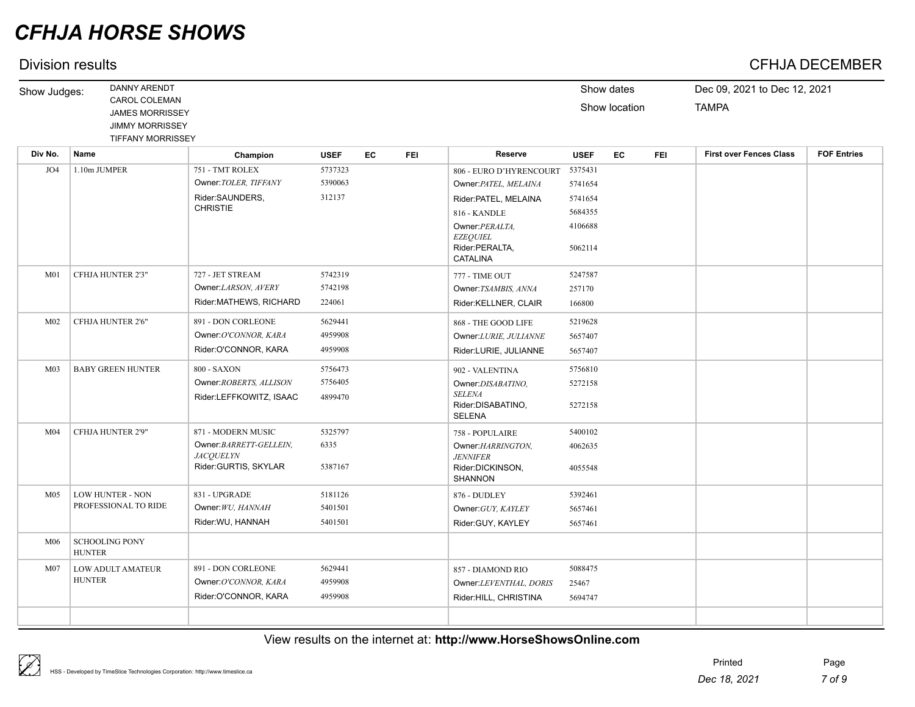# CFHJA HORSE SHOWS

## Division results

**CFHJA DECEMBER**

Show Judges: DANNY ARENDT, CAROL COLEMAN, JAMES MORRISSEY, JIMMY MORRISSEY, TIFFANY MORRISSEY

Show dates: Dec 09, 2021 to Dec 12, 2021

Show location: TAMPA

| Div No. | Name | Champion | USEF | EC | FEI | Reserve | USEF | EC | FEI | First over Fences Class | FOF Entries |
|---|---|---|---|---|---|---|---|---|---|---|---|
| JO4 | 1.10m JUMPER | 751 - TMT ROLEX<br>Owner:*TOLER, TIFFANY*<br>Rider:SAUNDERS, CHRISTIE | 5737323<br>5390063<br>312137 | | | 806 - EURO D'HYRENCOURT<br>Owner:*PATEL, MELAINA*<br>Rider:PATEL, MELAINA<br>816 - KANDLE<br>Owner:*PERALTA, EZEQUIEL*<br>Rider:PERALTA, CATALINA | 5375431<br>5741654<br>5741654<br>5684355<br>4106688<br>5062114 | | | | |
| M01 | CFHJA HUNTER 2'3" | 727 - JET STREAM<br>Owner:*LARSON, AVERY*<br>Rider:MATHEWS, RICHARD | 5742319<br>5742198<br>224061 | | | 777 - TIME OUT<br>Owner:*TSAMBIS, ANNA*<br>Rider:KELLNER, CLAIR | 5247587<br>257170<br>166800 | | | | |
| M02 | CFHJA HUNTER 2'6" | 891 - DON CORLEONE<br>Owner:*O'CONNOR, KARA*<br>Rider:O'CONNOR, KARA | 5629441<br>4959908<br>4959908 | | | 868 - THE GOOD LIFE<br>Owner:*LURIE, JULIANNE*<br>Rider:LURIE, JULIANNE | 5219628<br>5657407<br>5657407 | | | | |
| M03 | BABY GREEN HUNTER | 800 - SAXON<br>Owner:*ROBERTS, ALLISON*<br>Rider:LEFFKOWITZ, ISAAC | 5756473<br>5756405<br>4899470 | | | 902 - VALENTINA<br>Owner:*DISABATINO, SELENA*<br>Rider:DISABATINO, SELENA | 5756810<br>5272158<br>5272158 | | | | |
| M04 | CFHJA HUNTER 2'9" | 871 - MODERN MUSIC<br>Owner:*BARRETT-GELLEIN, JACQUELYN*<br>Rider:GURTIS, SKYLAR | 5325797<br>6335<br>5387167 | | | 758 - POPULAIRE<br>Owner:*HARRINGTON, JENNIFER*<br>Rider:DICKINSON, SHANNON | 5400102<br>4062635<br>4055548 | | | | |
| M05 | LOW HUNTER - NON PROFESSIONAL TO RIDE | 831 - UPGRADE<br>Owner:*WU, HANNAH*<br>Rider:WU, HANNAH | 5181126<br>5401501<br>5401501 | | | 876 - DUDLEY<br>Owner:*GUY, KAYLEY*<br>Rider:GUY, KAYLEY | 5392461<br>5657461<br>5657461 | | | | |
| M06 | SCHOOLING PONY HUNTER | | | | | | | | | | |
| M07 | LOW ADULT AMATEUR HUNTER | 891 - DON CORLEONE<br>Owner:*O'CONNOR, KARA*<br>Rider:O'CONNOR, KARA | 5629441<br>4959908<br>4959908 | | | 857 - DIAMOND RIO<br>Owner:*LEVENTHAL, DORIS*<br>Rider:HILL, CHRISTINA | 5088475<br>25467<br>5694747 | | | | |

View results on the internet at: **http://www.HorseShowsOnline.com**

HSS - Developed by TimeSlice Technologies Corporation: http://www.timeslice.ca

Printed *Dec 18, 2021*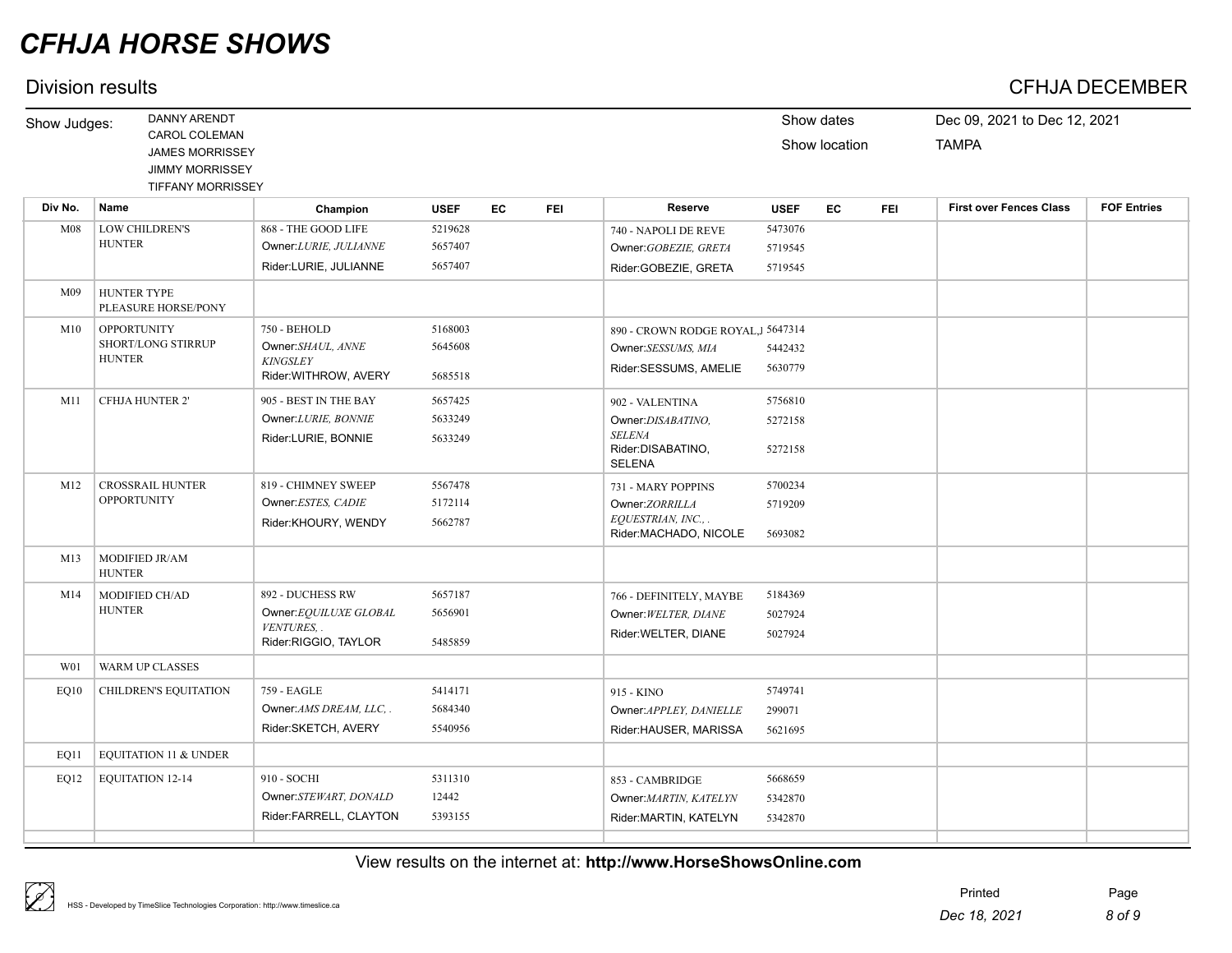# CFHJA HORSE SHOWS

## Division results

**CFHJA DECEMBER**

Show Judges: DANNY ARENDT, CAROL COLEMAN, JAMES MORRISSEY, JIMMY MORRISSEY, TIFFANY MORRISSEY

Show dates: Dec 09, 2021 to Dec 12, 2021

Show location: TAMPA

| Div No. | Name | Champion | USEF | EC | FEI | Reserve | USEF | EC | FEI | First over Fences Class | FOF Entries |
|---|---|---|---|---|---|---|---|---|---|---|---|
| M08 | LOW CHILDREN'S HUNTER | 868 - THE GOOD LIFE<br>Owner:*LURIE, JULIANNE*<br>Rider:LURIE, JULIANNE | 5219628<br>5657407<br>5657407 | | | 740 - NAPOLI DE REVE<br>Owner:*GOBEZIE, GRETA*<br>Rider:GOBEZIE, GRETA | 5473076<br>5719545<br>5719545 | | | | |
| M09 | HUNTER TYPE PLEASURE HORSE/PONY | | | | | | | | | | |
| M10 | OPPORTUNITY SHORT/LONG STIRRUP HUNTER | 750 - BEHOLD<br>Owner:*SHAUL, ANNE KINGSLEY*<br>Rider:WITHROW, AVERY | 5168003<br>5645608<br>5685518 | | | 890 - CROWN RODGE ROYAL,I<br>Owner:*SESSUMS, MIA*<br>Rider:SESSUMS, AMELIE | 5647314<br>5442432<br>5630779 | | | | |
| M11 | CFHJA HUNTER 2' | 905 - BEST IN THE BAY<br>Owner:*LURIE, BONNIE*<br>Rider:LURIE, BONNIE | 5657425<br>5633249<br>5633249 | | | 902 - VALENTINA<br>Owner:*DISABATINO, SELENA*<br>Rider:DISABATINO, SELENA | 5756810<br>5272158<br>5272158 | | | | |
| M12 | CROSSRAIL HUNTER OPPORTUNITY | 819 - CHIMNEY SWEEP<br>Owner:*ESTES, CADIE*<br>Rider:KHOURY, WENDY | 5567478<br>5172114<br>5662787 | | | 731 - MARY POPPINS<br>Owner:*ZORRILLA EQUESTRIAN, INC., .*<br>Rider:MACHADO, NICOLE | 5700234<br>5719209<br>5693082 | | | | |
| M13 | MODIFIED JR/AM HUNTER | | | | | | | | | | |
| M14 | MODIFIED CH/AD HUNTER | 892 - DUCHESS RW<br>Owner:*EQUILUXE GLOBAL VENTURES, .*<br>Rider:RIGGIO, TAYLOR | 5657187<br>5656901<br>5485859 | | | 766 - DEFINITELY, MAYBE<br>Owner:*WELTER, DIANE*<br>Rider:WELTER, DIANE | 5184369<br>5027924<br>5027924 | | | | |
| W01 | WARM UP CLASSES | | | | | | | | | | |
| EQ10 | CHILDREN'S EQUITATION | 759 - EAGLE<br>Owner:*AMS DREAM, LLC, .*<br>Rider:SKETCH, AVERY | 5414171<br>5684340<br>5540956 | | | 915 - KINO<br>Owner:*APPLEY, DANIELLE*<br>Rider:HAUSER, MARISSA | 5749741<br>299071<br>5621695 | | | | |
| EQ11 | EQUITATION 11 & UNDER | | | | | | | | | | |
| EQ12 | EQUITATION 12-14 | 910 - SOCHI<br>Owner:*STEWART, DONALD*<br>Rider:FARRELL, CLAYTON | 5311310<br>12442<br>5393155 | | | 853 - CAMBRIDGE<br>Owner:*MARTIN, KATELYN*<br>Rider:MARTIN, KATELYN | 5668659<br>5342870<br>5342870 | | | | |

View results on the internet at: **http://www.HorseShowsOnline.com**

HSS - Developed by TimeSlice Technologies Corporation: http://www.timeslice.ca

Printed *Dec 18, 2021*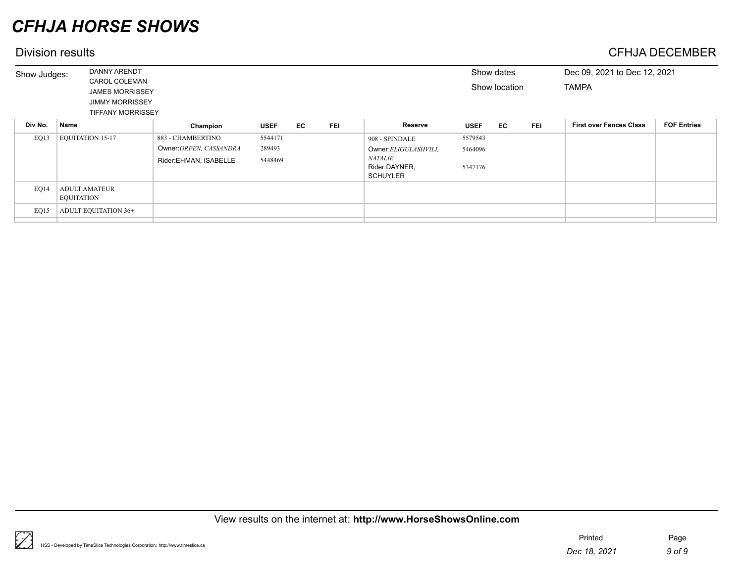# CFHJA HORSE SHOWS

## Division results

CFHJA DECEMBER

Show Judges: DANNY ARENDT, CAROL COLEMAN, JAMES MORRISSEY, JIMMY MORRISSEY, TIFFANY MORRISSEY

Show dates: Dec 09, 2021 to Dec 12, 2021

Show location: TAMPA

| Div No. | Name | Champion | USEF | EC | FEI | Reserve | USEF | EC | FEI | First over Fences Class | FOF Entries |
|---|---|---|---|---|---|---|---|---|---|---|---|
| EQ13 | EQUITATION 15-17 | 883 - CHAMBERTINO<br>Owner:*ORPEN, CASSANDRA*<br>Rider:EHMAN, ISABELLE | 5544171<br>289493<br>5448469 | | | 908 - SPINDALE<br>Owner:*ELIGULASHVILI, NATALIE*<br>Rider:DAYNER, SCHUYLER | 5579543<br>5464096<br>5347176 | | | | |
| EQ14 | ADULT AMATEUR EQUITATION | | | | | | | | | | |
| EQ15 | ADULT EQUITATION 36+ | | | | | | | | | | |

View results on the internet at: **http://www.HorseShowsOnline.com**

HSS - Developed by TimeSlice Technologies Corporation: http://www.timeslice.ca

Printed *Dec 18, 2021*